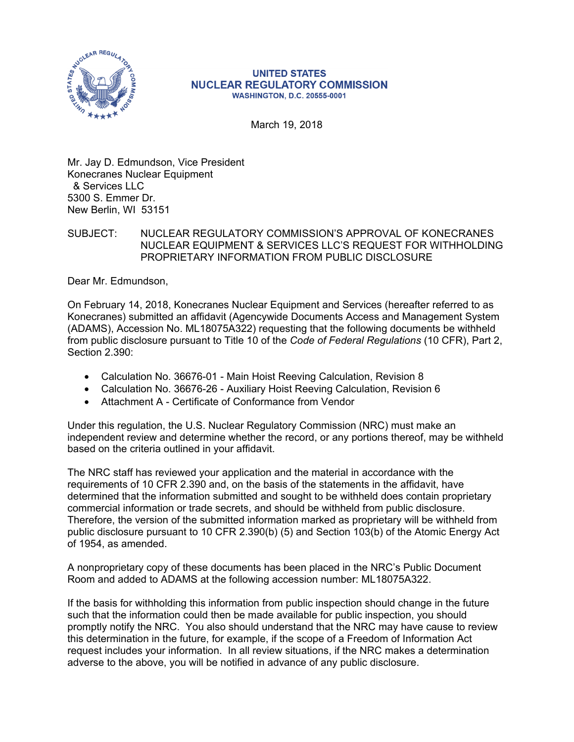**UNITED STATES**
**NUCLEAR REGULATORY COMMISSION**
**WASHINGTON, D.C. 20555-0001**

March 19, 2018

Mr. Jay D. Edmundson, Vice President
Konecranes Nuclear Equipment
& Services LLC
5300 S. Emmer Dr.
New Berlin, WI 53151

SUBJECT: NUCLEAR REGULATORY COMMISSION'S APPROVAL OF KONECRANES NUCLEAR EQUIPMENT & SERVICES LLC'S REQUEST FOR WITHHOLDING PROPRIETARY INFORMATION FROM PUBLIC DISCLOSURE

Dear Mr. Edmundson,

On February 14, 2018, Konecranes Nuclear Equipment and Services (hereafter referred to as Konecranes) submitted an affidavit (Agencywide Documents Access and Management System (ADAMS), Accession No. ML18075A322) requesting that the following documents be withheld from public disclosure pursuant to Title 10 of the *Code of Federal Regulations* (10 CFR), Part 2, Section 2.390:

- Calculation No. 36676-01 - Main Hoist Reeving Calculation, Revision 8
- Calculation No. 36676-26 - Auxiliary Hoist Reeving Calculation, Revision 6
- Attachment A - Certificate of Conformance from Vendor

Under this regulation, the U.S. Nuclear Regulatory Commission (NRC) must make an independent review and determine whether the record, or any portions thereof, may be withheld based on the criteria outlined in your affidavit.

The NRC staff has reviewed your application and the material in accordance with the requirements of 10 CFR 2.390 and, on the basis of the statements in the affidavit, have determined that the information submitted and sought to be withheld does contain proprietary commercial information or trade secrets, and should be withheld from public disclosure. Therefore, the version of the submitted information marked as proprietary will be withheld from public disclosure pursuant to 10 CFR 2.390(b) (5) and Section 103(b) of the Atomic Energy Act of 1954, as amended.

A nonproprietary copy of these documents has been placed in the NRC's Public Document Room and added to ADAMS at the following accession number: ML18075A322.

If the basis for withholding this information from public inspection should change in the future such that the information could then be made available for public inspection, you should promptly notify the NRC. You also should understand that the NRC may have cause to review this determination in the future, for example, if the scope of a Freedom of Information Act request includes your information. In all review situations, if the NRC makes a determination adverse to the above, you will be notified in advance of any public disclosure.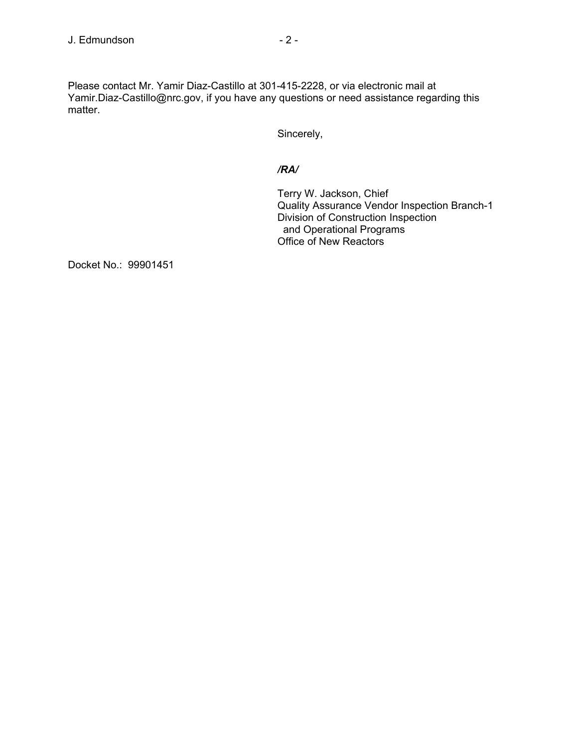Please contact Mr. Yamir Diaz-Castillo at 301-415-2228, or via electronic mail at Yamir.Diaz-Castillo@nrc.gov, if you have any questions or need assistance regarding this matter.

Sincerely,

***/RA/***

Terry W. Jackson, Chief
Quality Assurance Vendor Inspection Branch-1
Division of Construction Inspection
and Operational Programs
Office of New Reactors

Docket No.: 99901451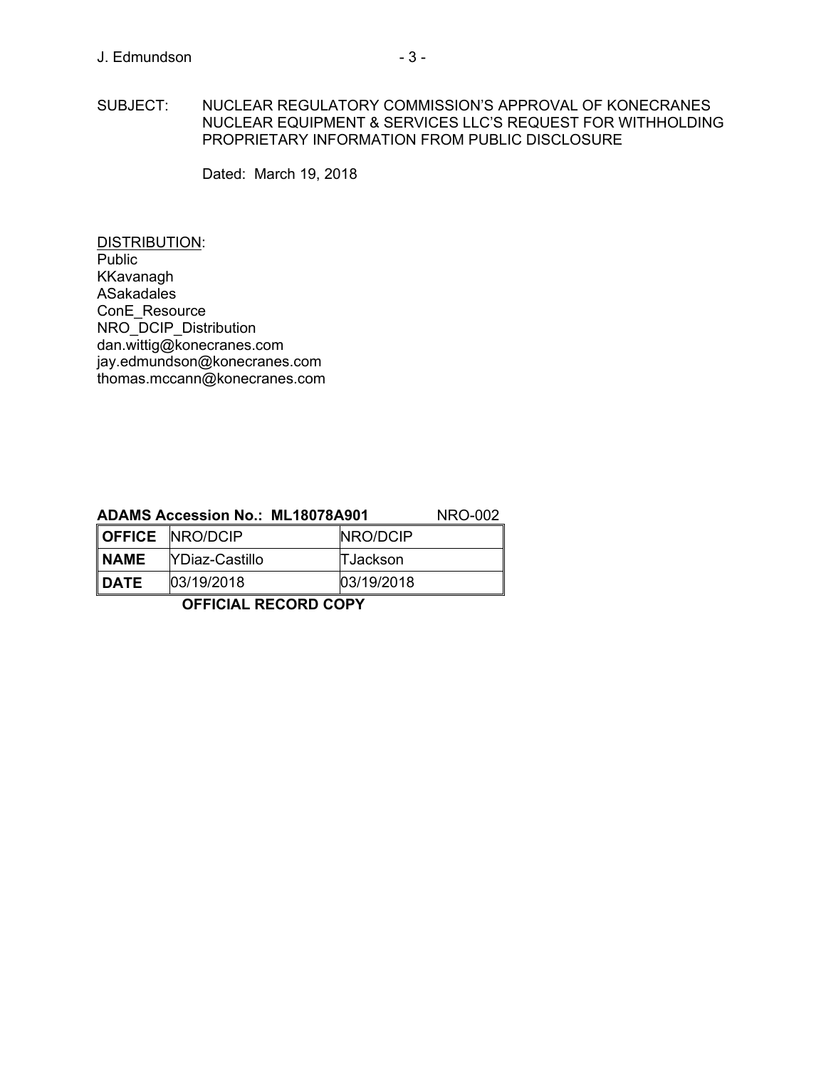SUBJECT: NUCLEAR REGULATORY COMMISSION'S APPROVAL OF KONECRANES NUCLEAR EQUIPMENT & SERVICES LLC'S REQUEST FOR WITHHOLDING PROPRIETARY INFORMATION FROM PUBLIC DISCLOSURE

Dated: March 19, 2018

DISTRIBUTION:
Public
KKavanagh
ASakadales
ConE_Resource
NRO_DCIP_Distribution
dan.wittig@konecranes.com
jay.edmundson@konecranes.com
thomas.mccann@konecranes.com

**ADAMS Accession No.: ML18078A901** NRO-002

| | | |
|---|---|---|
| **OFFICE** | NRO/DCIP | NRO/DCIP |
| **NAME** | YDiaz-Castillo | TJackson |
| **DATE** | 03/19/2018 | 03/19/2018 |

**OFFICIAL RECORD COPY**